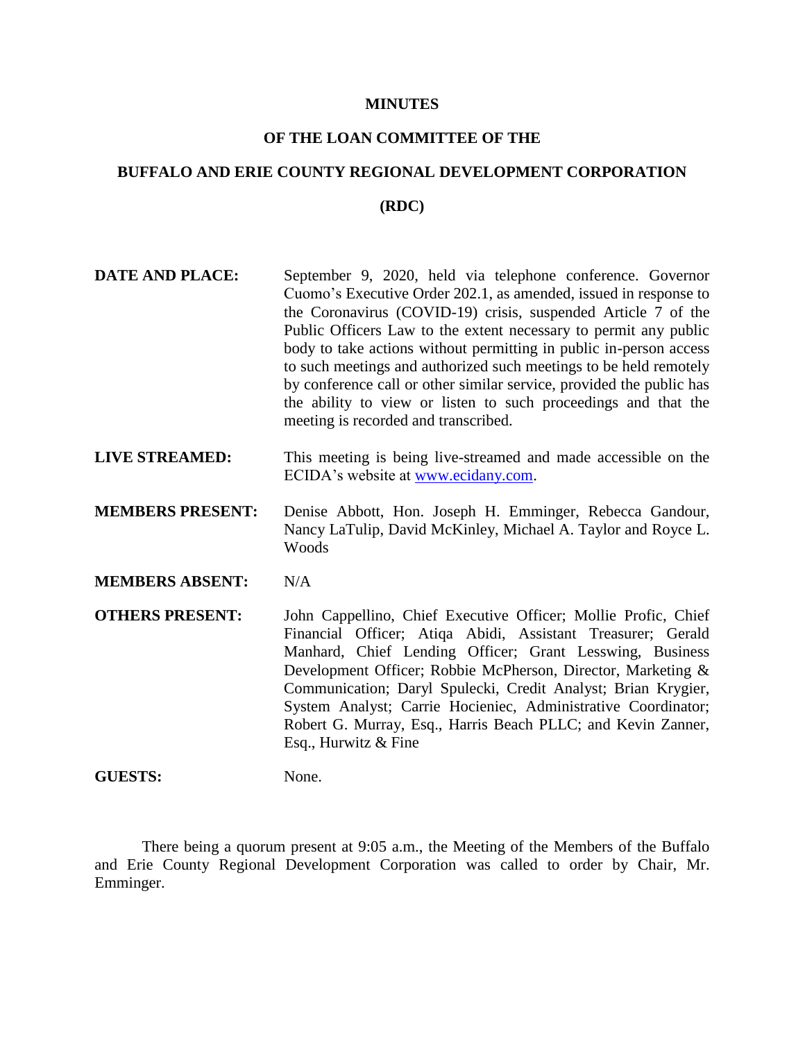# MINUTES

## OF THE LOAN COMMITTEE OF THE

## BUFFALO AND ERIE COUNTY REGIONAL DEVELOPMENT CORPORATION

## (RDC)

**DATE AND PLACE:** September 9, 2020, held via telephone conference. Governor Cuomo's Executive Order 202.1, as amended, issued in response to the Coronavirus (COVID-19) crisis, suspended Article 7 of the Public Officers Law to the extent necessary to permit any public body to take actions without permitting in public in-person access to such meetings and authorized such meetings to be held remotely by conference call or other similar service, provided the public has the ability to view or listen to such proceedings and that the meeting is recorded and transcribed.

**LIVE STREAMED:** This meeting is being live-streamed and made accessible on the ECIDA's website at www.ecidany.com.

**MEMBERS PRESENT:** Denise Abbott, Hon. Joseph H. Emminger, Rebecca Gandour, Nancy LaTulip, David McKinley, Michael A. Taylor and Royce L. Woods

**MEMBERS ABSENT:** N/A

**OTHERS PRESENT:** John Cappellino, Chief Executive Officer; Mollie Profic, Chief Financial Officer; Atiqa Abidi, Assistant Treasurer; Gerald Manhard, Chief Lending Officer; Grant Lesswing, Business Development Officer; Robbie McPherson, Director, Marketing & Communication; Daryl Spulecki, Credit Analyst; Brian Krygier, System Analyst; Carrie Hocieniec, Administrative Coordinator; Robert G. Murray, Esq., Harris Beach PLLC; and Kevin Zanner, Esq., Hurwitz & Fine

**GUESTS:** None.

There being a quorum present at 9:05 a.m., the Meeting of the Members of the Buffalo and Erie County Regional Development Corporation was called to order by Chair, Mr. Emminger.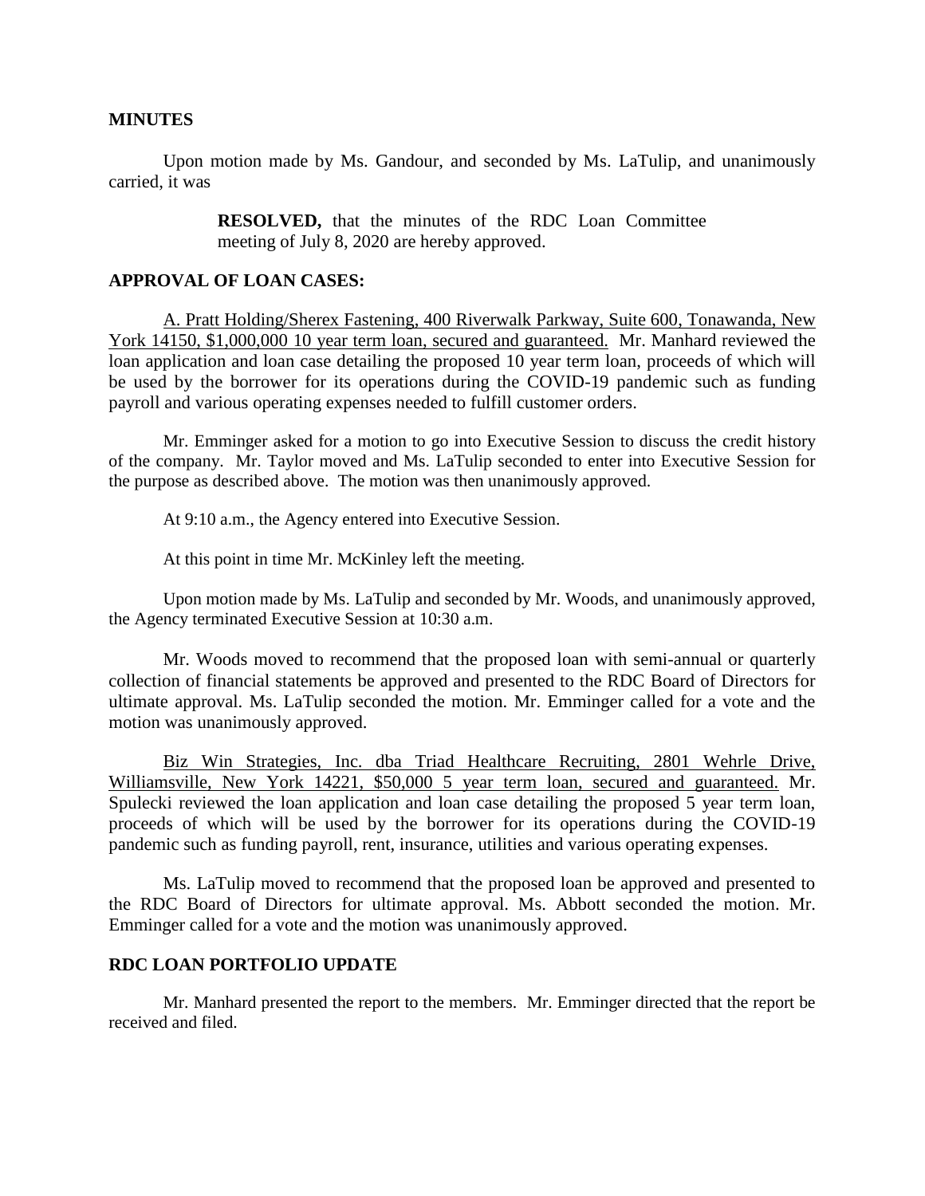**MINUTES**

Upon motion made by Ms. Gandour, and seconded by Ms. LaTulip, and unanimously carried, it was

> **RESOLVED,** that the minutes of the RDC Loan Committee meeting of July 8, 2020 are hereby approved.

**APPROVAL OF LOAN CASES:**

A. Pratt Holding/Sherex Fastening, 400 Riverwalk Parkway, Suite 600, Tonawanda, New York 14150, $1,000,000 10 year term loan, secured and guaranteed. Mr. Manhard reviewed the loan application and loan case detailing the proposed 10 year term loan, proceeds of which will be used by the borrower for its operations during the COVID-19 pandemic such as funding payroll and various operating expenses needed to fulfill customer orders.

Mr. Emminger asked for a motion to go into Executive Session to discuss the credit history of the company. Mr. Taylor moved and Ms. LaTulip seconded to enter into Executive Session for the purpose as described above. The motion was then unanimously approved.

At 9:10 a.m., the Agency entered into Executive Session.

At this point in time Mr. McKinley left the meeting.

Upon motion made by Ms. LaTulip and seconded by Mr. Woods, and unanimously approved, the Agency terminated Executive Session at 10:30 a.m.

Mr. Woods moved to recommend that the proposed loan with semi-annual or quarterly collection of financial statements be approved and presented to the RDC Board of Directors for ultimate approval. Ms. LaTulip seconded the motion. Mr. Emminger called for a vote and the motion was unanimously approved.

Biz Win Strategies, Inc. dba Triad Healthcare Recruiting, 2801 Wehrle Drive, Williamsville, New York 14221, $50,000 5 year term loan, secured and guaranteed. Mr. Spulecki reviewed the loan application and loan case detailing the proposed 5 year term loan, proceeds of which will be used by the borrower for its operations during the COVID-19 pandemic such as funding payroll, rent, insurance, utilities and various operating expenses.

Ms. LaTulip moved to recommend that the proposed loan be approved and presented to the RDC Board of Directors for ultimate approval. Ms. Abbott seconded the motion. Mr. Emminger called for a vote and the motion was unanimously approved.

**RDC LOAN PORTFOLIO UPDATE**

Mr. Manhard presented the report to the members. Mr. Emminger directed that the report be received and filed.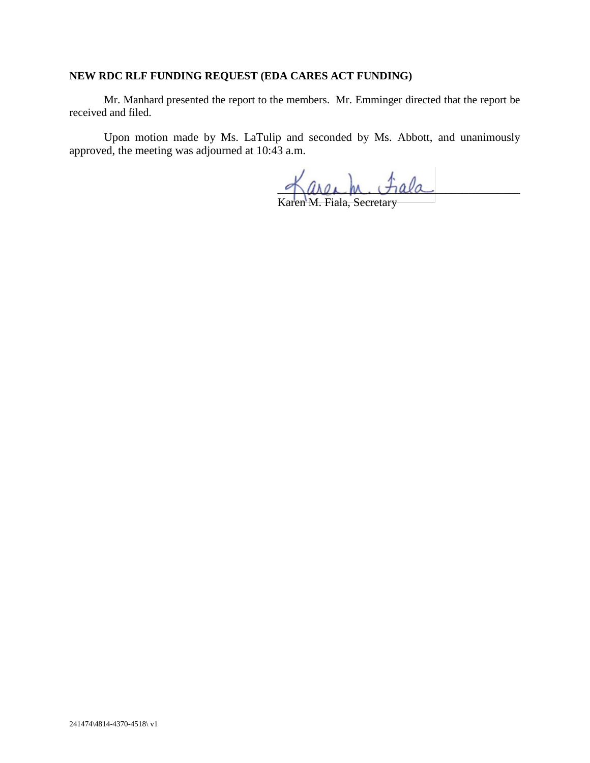**NEW RDC RLF FUNDING REQUEST (EDA CARES ACT FUNDING)**

Mr. Manhard presented the report to the members. Mr. Emminger directed that the report be received and filed.

Upon motion made by Ms. LaTulip and seconded by Ms. Abbott, and unanimously approved, the meeting was adjourned at 10:43 a.m.

Karen M. Fiala, Secretary

241474\4814-4370-4518\ v1